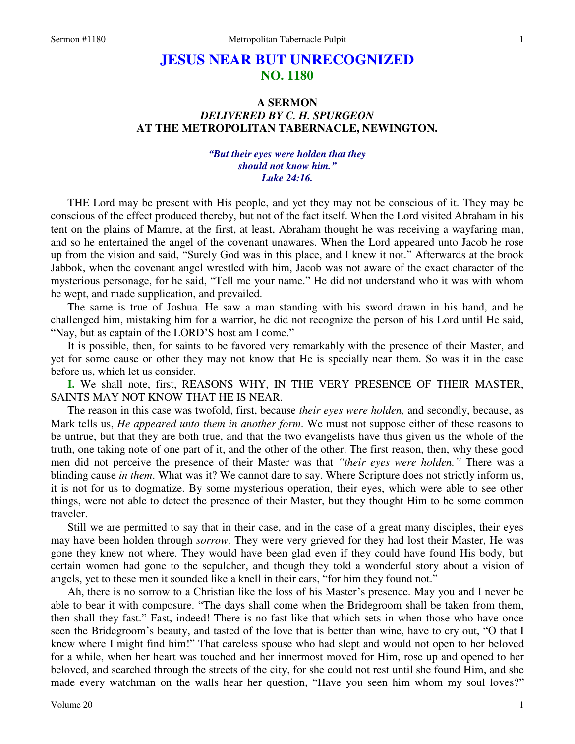# JESUS NEAR BUT UNRECOGNIZED
## NO. 1180

### A SERMON
### *DELIVERED BY C. H. SPURGEON*
### AT THE METROPOLITAN TABERNACLE, NEWINGTON.

*"But their eyes were holden that they should not know him."*
*Luke 24:16.*

THE Lord may be present with His people, and yet they may not be conscious of it. They may be conscious of the effect produced thereby, but not of the fact itself. When the Lord visited Abraham in his tent on the plains of Mamre, at the first, at least, Abraham thought he was receiving a wayfaring man, and so he entertained the angel of the covenant unawares. When the Lord appeared unto Jacob he rose up from the vision and said, "Surely God was in this place, and I knew it not." Afterwards at the brook Jabbok, when the covenant angel wrestled with him, Jacob was not aware of the exact character of the mysterious personage, for he said, "Tell me your name." He did not understand who it was with whom he wept, and made supplication, and prevailed.

The same is true of Joshua. He saw a man standing with his sword drawn in his hand, and he challenged him, mistaking him for a warrior, he did not recognize the person of his Lord until He said, "Nay, but as captain of the LORD'S host am I come."

It is possible, then, for saints to be favored very remarkably with the presence of their Master, and yet for some cause or other they may not know that He is specially near them. So was it in the case before us, which let us consider.

**I.** We shall note, first, REASONS WHY, IN THE VERY PRESENCE OF THEIR MASTER, SAINTS MAY NOT KNOW THAT HE IS NEAR.

The reason in this case was twofold, first, because *their eyes were holden,* and secondly, because, as Mark tells us, *He appeared unto them in another form*. We must not suppose either of these reasons to be untrue, but that they are both true, and that the two evangelists have thus given us the whole of the truth, one taking note of one part of it, and the other of the other. The first reason, then, why these good men did not perceive the presence of their Master was that *"their eyes were holden."* There was a blinding cause *in them*. What was it? We cannot dare to say. Where Scripture does not strictly inform us, it is not for us to dogmatize. By some mysterious operation, their eyes, which were able to see other things, were not able to detect the presence of their Master, but they thought Him to be some common traveler.

Still we are permitted to say that in their case, and in the case of a great many disciples, their eyes may have been holden through *sorrow*. They were very grieved for they had lost their Master, He was gone they knew not where. They would have been glad even if they could have found His body, but certain women had gone to the sepulcher, and though they told a wonderful story about a vision of angels, yet to these men it sounded like a knell in their ears, "for him they found not."

Ah, there is no sorrow to a Christian like the loss of his Master's presence. May you and I never be able to bear it with composure. "The days shall come when the Bridegroom shall be taken from them, then shall they fast." Fast, indeed! There is no fast like that which sets in when those who have once seen the Bridegroom's beauty, and tasted of the love that is better than wine, have to cry out, "O that I knew where I might find him!" That careless spouse who had slept and would not open to her beloved for a while, when her heart was touched and her innermost moved for Him, rose up and opened to her beloved, and searched through the streets of the city, for she could not rest until she found Him, and she made every watchman on the walls hear her question, "Have you seen him whom my soul loves?"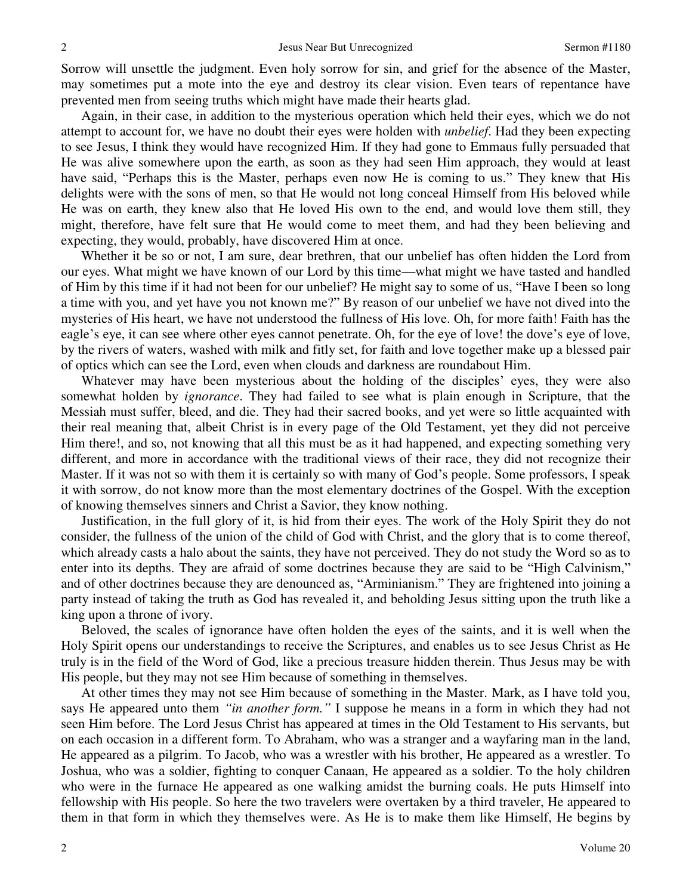Sorrow will unsettle the judgment. Even holy sorrow for sin, and grief for the absence of the Master, may sometimes put a mote into the eye and destroy its clear vision. Even tears of repentance have prevented men from seeing truths which might have made their hearts glad.

Again, in their case, in addition to the mysterious operation which held their eyes, which we do not attempt to account for, we have no doubt their eyes were holden with *unbelief*. Had they been expecting to see Jesus, I think they would have recognized Him. If they had gone to Emmaus fully persuaded that He was alive somewhere upon the earth, as soon as they had seen Him approach, they would at least have said, "Perhaps this is the Master, perhaps even now He is coming to us." They knew that His delights were with the sons of men, so that He would not long conceal Himself from His beloved while He was on earth, they knew also that He loved His own to the end, and would love them still, they might, therefore, have felt sure that He would come to meet them, and had they been believing and expecting, they would, probably, have discovered Him at once.

Whether it be so or not, I am sure, dear brethren, that our unbelief has often hidden the Lord from our eyes. What might we have known of our Lord by this time—what might we have tasted and handled of Him by this time if it had not been for our unbelief? He might say to some of us, "Have I been so long a time with you, and yet have you not known me?" By reason of our unbelief we have not dived into the mysteries of His heart, we have not understood the fullness of His love. Oh, for more faith! Faith has the eagle's eye, it can see where other eyes cannot penetrate. Oh, for the eye of love! the dove's eye of love, by the rivers of waters, washed with milk and fitly set, for faith and love together make up a blessed pair of optics which can see the Lord, even when clouds and darkness are roundabout Him.

Whatever may have been mysterious about the holding of the disciples' eyes, they were also somewhat holden by *ignorance*. They had failed to see what is plain enough in Scripture, that the Messiah must suffer, bleed, and die. They had their sacred books, and yet were so little acquainted with their real meaning that, albeit Christ is in every page of the Old Testament, yet they did not perceive Him there!, and so, not knowing that all this must be as it had happened, and expecting something very different, and more in accordance with the traditional views of their race, they did not recognize their Master. If it was not so with them it is certainly so with many of God's people. Some professors, I speak it with sorrow, do not know more than the most elementary doctrines of the Gospel. With the exception of knowing themselves sinners and Christ a Savior, they know nothing.

Justification, in the full glory of it, is hid from their eyes. The work of the Holy Spirit they do not consider, the fullness of the union of the child of God with Christ, and the glory that is to come thereof, which already casts a halo about the saints, they have not perceived. They do not study the Word so as to enter into its depths. They are afraid of some doctrines because they are said to be "High Calvinism," and of other doctrines because they are denounced as, "Arminianism." They are frightened into joining a party instead of taking the truth as God has revealed it, and beholding Jesus sitting upon the truth like a king upon a throne of ivory.

Beloved, the scales of ignorance have often holden the eyes of the saints, and it is well when the Holy Spirit opens our understandings to receive the Scriptures, and enables us to see Jesus Christ as He truly is in the field of the Word of God, like a precious treasure hidden therein. Thus Jesus may be with His people, but they may not see Him because of something in themselves.

At other times they may not see Him because of something in the Master. Mark, as I have told you, says He appeared unto them *"in another form."* I suppose he means in a form in which they had not seen Him before. The Lord Jesus Christ has appeared at times in the Old Testament to His servants, but on each occasion in a different form. To Abraham, who was a stranger and a wayfaring man in the land, He appeared as a pilgrim. To Jacob, who was a wrestler with his brother, He appeared as a wrestler. To Joshua, who was a soldier, fighting to conquer Canaan, He appeared as a soldier. To the holy children who were in the furnace He appeared as one walking amidst the burning coals. He puts Himself into fellowship with His people. So here the two travelers were overtaken by a third traveler, He appeared to them in that form in which they themselves were. As He is to make them like Himself, He begins by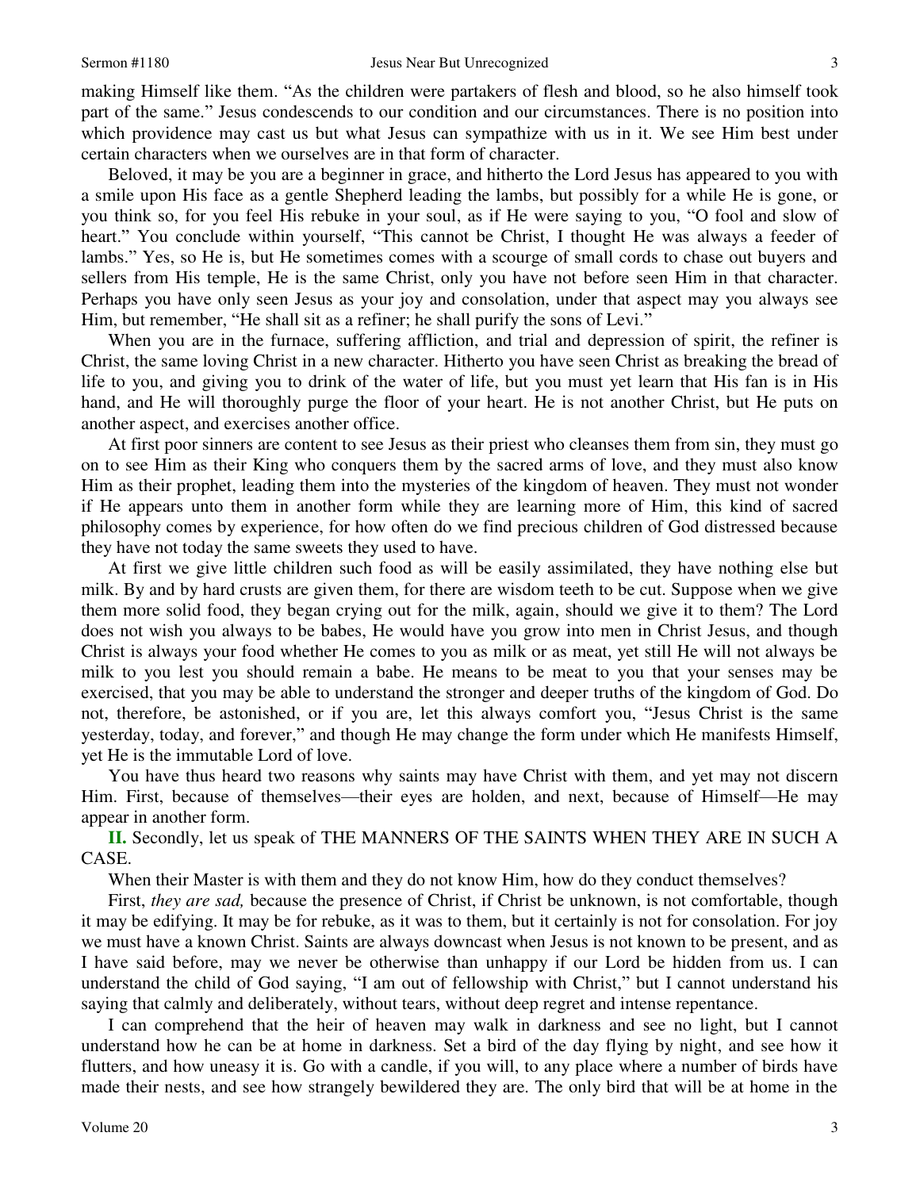making Himself like them. "As the children were partakers of flesh and blood, so he also himself took part of the same." Jesus condescends to our condition and our circumstances. There is no position into which providence may cast us but what Jesus can sympathize with us in it. We see Him best under certain characters when we ourselves are in that form of character.

Beloved, it may be you are a beginner in grace, and hitherto the Lord Jesus has appeared to you with a smile upon His face as a gentle Shepherd leading the lambs, but possibly for a while He is gone, or you think so, for you feel His rebuke in your soul, as if He were saying to you, "O fool and slow of heart." You conclude within yourself, "This cannot be Christ, I thought He was always a feeder of lambs." Yes, so He is, but He sometimes comes with a scourge of small cords to chase out buyers and sellers from His temple, He is the same Christ, only you have not before seen Him in that character. Perhaps you have only seen Jesus as your joy and consolation, under that aspect may you always see Him, but remember, "He shall sit as a refiner; he shall purify the sons of Levi."

When you are in the furnace, suffering affliction, and trial and depression of spirit, the refiner is Christ, the same loving Christ in a new character. Hitherto you have seen Christ as breaking the bread of life to you, and giving you to drink of the water of life, but you must yet learn that His fan is in His hand, and He will thoroughly purge the floor of your heart. He is not another Christ, but He puts on another aspect, and exercises another office.

At first poor sinners are content to see Jesus as their priest who cleanses them from sin, they must go on to see Him as their King who conquers them by the sacred arms of love, and they must also know Him as their prophet, leading them into the mysteries of the kingdom of heaven. They must not wonder if He appears unto them in another form while they are learning more of Him, this kind of sacred philosophy comes by experience, for how often do we find precious children of God distressed because they have not today the same sweets they used to have.

At first we give little children such food as will be easily assimilated, they have nothing else but milk. By and by hard crusts are given them, for there are wisdom teeth to be cut. Suppose when we give them more solid food, they began crying out for the milk, again, should we give it to them? The Lord does not wish you always to be babes, He would have you grow into men in Christ Jesus, and though Christ is always your food whether He comes to you as milk or as meat, yet still He will not always be milk to you lest you should remain a babe. He means to be meat to you that your senses may be exercised, that you may be able to understand the stronger and deeper truths of the kingdom of God. Do not, therefore, be astonished, or if you are, let this always comfort you, "Jesus Christ is the same yesterday, today, and forever," and though He may change the form under which He manifests Himself, yet He is the immutable Lord of love.

You have thus heard two reasons why saints may have Christ with them, and yet may not discern Him. First, because of themselves—their eyes are holden, and next, because of Himself—He may appear in another form.

**II.** Secondly, let us speak of THE MANNERS OF THE SAINTS WHEN THEY ARE IN SUCH A CASE.

When their Master is with them and they do not know Him, how do they conduct themselves?

First, *they are sad,* because the presence of Christ, if Christ be unknown, is not comfortable, though it may be edifying. It may be for rebuke, as it was to them, but it certainly is not for consolation. For joy we must have a known Christ. Saints are always downcast when Jesus is not known to be present, and as I have said before, may we never be otherwise than unhappy if our Lord be hidden from us. I can understand the child of God saying, "I am out of fellowship with Christ," but I cannot understand his saying that calmly and deliberately, without tears, without deep regret and intense repentance.

I can comprehend that the heir of heaven may walk in darkness and see no light, but I cannot understand how he can be at home in darkness. Set a bird of the day flying by night, and see how it flutters, and how uneasy it is. Go with a candle, if you will, to any place where a number of birds have made their nests, and see how strangely bewildered they are. The only bird that will be at home in the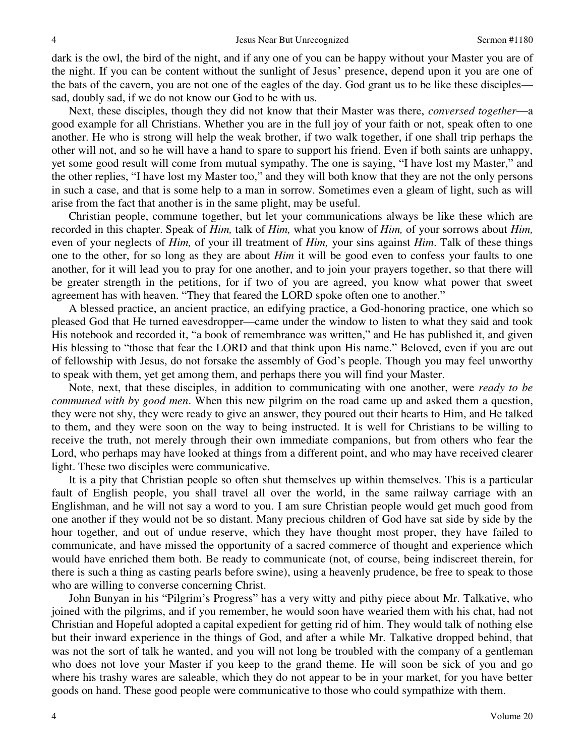dark is the owl, the bird of the night, and if any one of you can be happy without your Master you are of the night. If you can be content without the sunlight of Jesus' presence, depend upon it you are one of the bats of the cavern, you are not one of the eagles of the day. God grant us to be like these disciples—sad, doubly sad, if we do not know our God to be with us.

Next, these disciples, though they did not know that their Master was there, *conversed together*—a good example for all Christians. Whether you are in the full joy of your faith or not, speak often to one another. He who is strong will help the weak brother, if two walk together, if one shall trip perhaps the other will not, and so he will have a hand to spare to support his friend. Even if both saints are unhappy, yet some good result will come from mutual sympathy. The one is saying, "I have lost my Master," and the other replies, "I have lost my Master too," and they will both know that they are not the only persons in such a case, and that is some help to a man in sorrow. Sometimes even a gleam of light, such as will arise from the fact that another is in the same plight, may be useful.

Christian people, commune together, but let your communications always be like these which are recorded in this chapter. Speak of *Him,* talk of *Him,* what you know of *Him,* of your sorrows about *Him,* even of your neglects of *Him,* of your ill treatment of *Him,* your sins against *Him*. Talk of these things one to the other, for so long as they are about *Him* it will be good even to confess your faults to one another, for it will lead you to pray for one another, and to join your prayers together, so that there will be greater strength in the petitions, for if two of you are agreed, you know what power that sweet agreement has with heaven. "They that feared the LORD spoke often one to another."

A blessed practice, an ancient practice, an edifying practice, a God-honoring practice, one which so pleased God that He turned eavesdropper—came under the window to listen to what they said and took His notebook and recorded it, "a book of remembrance was written," and He has published it, and given His blessing to "those that fear the LORD and that think upon His name." Beloved, even if you are out of fellowship with Jesus, do not forsake the assembly of God's people. Though you may feel unworthy to speak with them, yet get among them, and perhaps there you will find your Master.

Note, next, that these disciples, in addition to communicating with one another, were *ready to be communed with by good men*. When this new pilgrim on the road came up and asked them a question, they were not shy, they were ready to give an answer, they poured out their hearts to Him, and He talked to them, and they were soon on the way to being instructed. It is well for Christians to be willing to receive the truth, not merely through their own immediate companions, but from others who fear the Lord, who perhaps may have looked at things from a different point, and who may have received clearer light. These two disciples were communicative.

It is a pity that Christian people so often shut themselves up within themselves. This is a particular fault of English people, you shall travel all over the world, in the same railway carriage with an Englishman, and he will not say a word to you. I am sure Christian people would get much good from one another if they would not be so distant. Many precious children of God have sat side by side by the hour together, and out of undue reserve, which they have thought most proper, they have failed to communicate, and have missed the opportunity of a sacred commerce of thought and experience which would have enriched them both. Be ready to communicate (not, of course, being indiscreet therein, for there is such a thing as casting pearls before swine), using a heavenly prudence, be free to speak to those who are willing to converse concerning Christ.

John Bunyan in his "Pilgrim's Progress" has a very witty and pithy piece about Mr. Talkative, who joined with the pilgrims, and if you remember, he would soon have wearied them with his chat, had not Christian and Hopeful adopted a capital expedient for getting rid of him. They would talk of nothing else but their inward experience in the things of God, and after a while Mr. Talkative dropped behind, that was not the sort of talk he wanted, and you will not long be troubled with the company of a gentleman who does not love your Master if you keep to the grand theme. He will soon be sick of you and go where his trashy wares are saleable, which they do not appear to be in your market, for you have better goods on hand. These good people were communicative to those who could sympathize with them.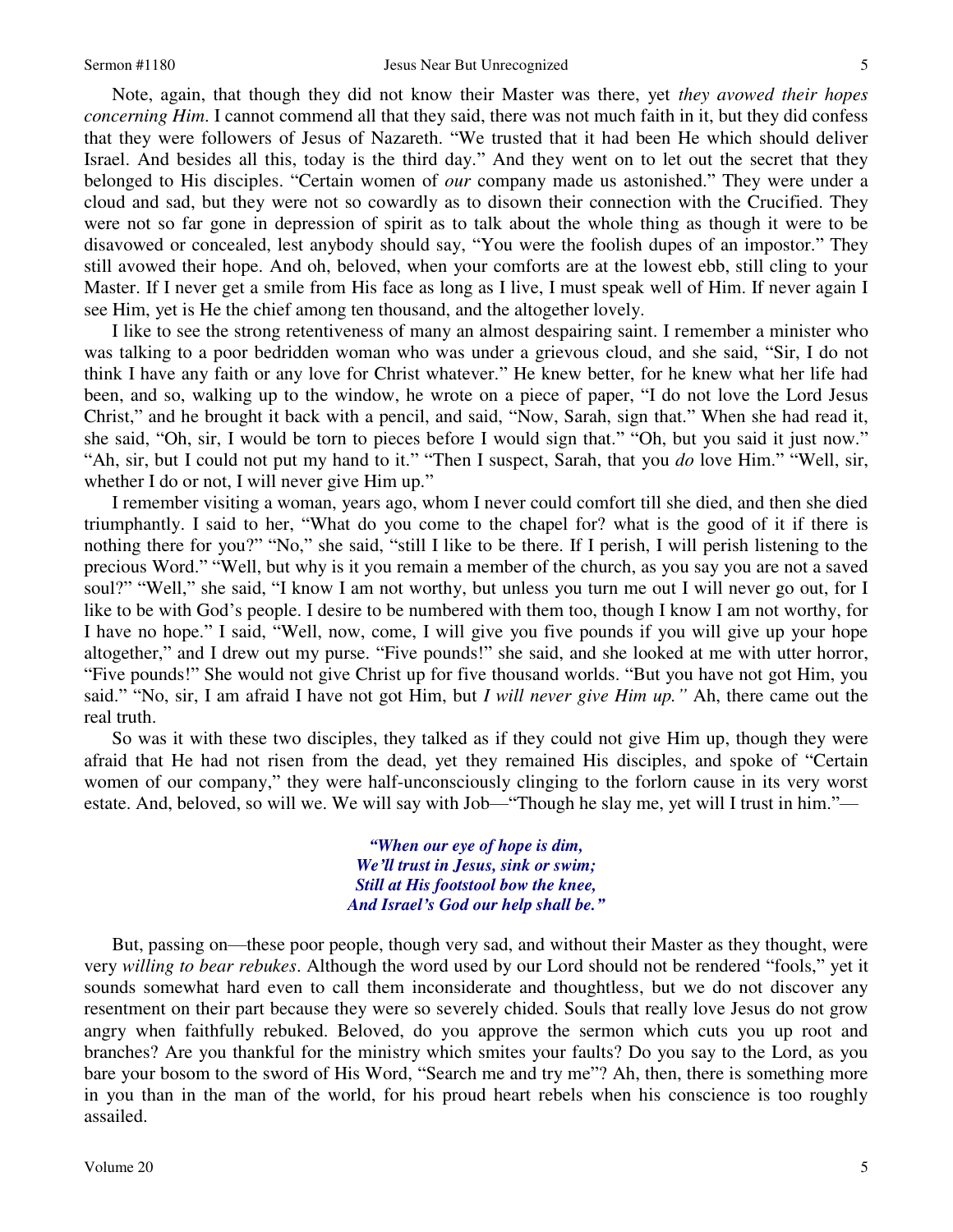Note, again, that though they did not know their Master was there, yet *they avowed their hopes concerning Him*. I cannot commend all that they said, there was not much faith in it, but they did confess that they were followers of Jesus of Nazareth. "We trusted that it had been He which should deliver Israel. And besides all this, today is the third day." And they went on to let out the secret that they belonged to His disciples. "Certain women of *our* company made us astonished." They were under a cloud and sad, but they were not so cowardly as to disown their connection with the Crucified. They were not so far gone in depression of spirit as to talk about the whole thing as though it were to be disavowed or concealed, lest anybody should say, "You were the foolish dupes of an impostor." They still avowed their hope. And oh, beloved, when your comforts are at the lowest ebb, still cling to your Master. If I never get a smile from His face as long as I live, I must speak well of Him. If never again I see Him, yet is He the chief among ten thousand, and the altogether lovely.

I like to see the strong retentiveness of many an almost despairing saint. I remember a minister who was talking to a poor bedridden woman who was under a grievous cloud, and she said, "Sir, I do not think I have any faith or any love for Christ whatever." He knew better, for he knew what her life had been, and so, walking up to the window, he wrote on a piece of paper, "I do not love the Lord Jesus Christ," and he brought it back with a pencil, and said, "Now, Sarah, sign that." When she had read it, she said, "Oh, sir, I would be torn to pieces before I would sign that." "Oh, but you said it just now." "Ah, sir, but I could not put my hand to it." "Then I suspect, Sarah, that you *do* love Him." "Well, sir, whether I do or not, I will never give Him up."

I remember visiting a woman, years ago, whom I never could comfort till she died, and then she died triumphantly. I said to her, "What do you come to the chapel for? what is the good of it if there is nothing there for you?" "No," she said, "still I like to be there. If I perish, I will perish listening to the precious Word." "Well, but why is it you remain a member of the church, as you say you are not a saved soul?" "Well," she said, "I know I am not worthy, but unless you turn me out I will never go out, for I like to be with God's people. I desire to be numbered with them too, though I know I am not worthy, for I have no hope." I said, "Well, now, come, I will give you five pounds if you will give up your hope altogether," and I drew out my purse. "Five pounds!" she said, and she looked at me with utter horror, "Five pounds!" She would not give Christ up for five thousand worlds. "But you have not got Him, you said." "No, sir, I am afraid I have not got Him, but *I will never give Him up."* Ah, there came out the real truth.

So was it with these two disciples, they talked as if they could not give Him up, though they were afraid that He had not risen from the dead, yet they remained His disciples, and spoke of "Certain women of our company," they were half-unconsciously clinging to the forlorn cause in its very worst estate. And, beloved, so will we. We will say with Job—"Though he slay me, yet will I trust in him."—

> ***"When our eye of hope is dim,***
> ***We'll trust in Jesus, sink or swim;***
> ***Still at His footstool bow the knee,***
> ***And Israel's God our help shall be."***

But, passing on—these poor people, though very sad, and without their Master as they thought, were very *willing to bear rebukes*. Although the word used by our Lord should not be rendered "fools," yet it sounds somewhat hard even to call them inconsiderate and thoughtless, but we do not discover any resentment on their part because they were so severely chided. Souls that really love Jesus do not grow angry when faithfully rebuked. Beloved, do you approve the sermon which cuts you up root and branches? Are you thankful for the ministry which smites your faults? Do you say to the Lord, as you bare your bosom to the sword of His Word, "Search me and try me"? Ah, then, there is something more in you than in the man of the world, for his proud heart rebels when his conscience is too roughly assailed.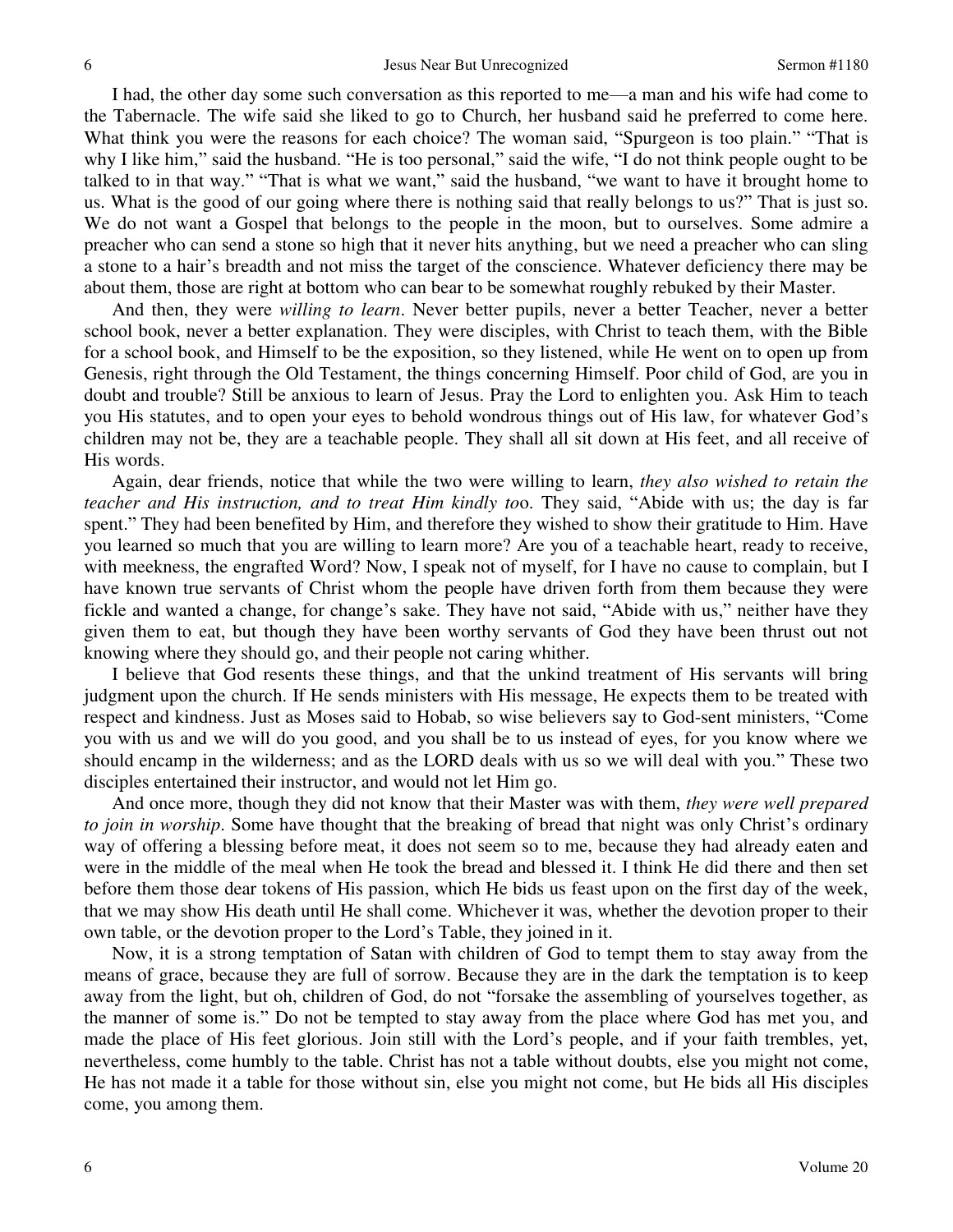I had, the other day some such conversation as this reported to me—a man and his wife had come to the Tabernacle. The wife said she liked to go to Church, her husband said he preferred to come here. What think you were the reasons for each choice? The woman said, "Spurgeon is too plain." "That is why I like him," said the husband. "He is too personal," said the wife, "I do not think people ought to be talked to in that way." "That is what we want," said the husband, "we want to have it brought home to us. What is the good of our going where there is nothing said that really belongs to us?" That is just so. We do not want a Gospel that belongs to the people in the moon, but to ourselves. Some admire a preacher who can send a stone so high that it never hits anything, but we need a preacher who can sling a stone to a hair's breadth and not miss the target of the conscience. Whatever deficiency there may be about them, those are right at bottom who can bear to be somewhat roughly rebuked by their Master.

And then, they were *willing to learn*. Never better pupils, never a better Teacher, never a better school book, never a better explanation. They were disciples, with Christ to teach them, with the Bible for a school book, and Himself to be the exposition, so they listened, while He went on to open up from Genesis, right through the Old Testament, the things concerning Himself. Poor child of God, are you in doubt and trouble? Still be anxious to learn of Jesus. Pray the Lord to enlighten you. Ask Him to teach you His statutes, and to open your eyes to behold wondrous things out of His law, for whatever God's children may not be, they are a teachable people. They shall all sit down at His feet, and all receive of His words.

Again, dear friends, notice that while the two were willing to learn, *they also wished to retain the teacher and His instruction, and to treat Him kindly too*. They said, "Abide with us; the day is far spent." They had been benefited by Him, and therefore they wished to show their gratitude to Him. Have you learned so much that you are willing to learn more? Are you of a teachable heart, ready to receive, with meekness, the engrafted Word? Now, I speak not of myself, for I have no cause to complain, but I have known true servants of Christ whom the people have driven forth from them because they were fickle and wanted a change, for change's sake. They have not said, "Abide with us," neither have they given them to eat, but though they have been worthy servants of God they have been thrust out not knowing where they should go, and their people not caring whither.

I believe that God resents these things, and that the unkind treatment of His servants will bring judgment upon the church. If He sends ministers with His message, He expects them to be treated with respect and kindness. Just as Moses said to Hobab, so wise believers say to God-sent ministers, "Come you with us and we will do you good, and you shall be to us instead of eyes, for you know where we should encamp in the wilderness; and as the LORD deals with us so we will deal with you." These two disciples entertained their instructor, and would not let Him go.

And once more, though they did not know that their Master was with them, *they were well prepared to join in worship*. Some have thought that the breaking of bread that night was only Christ's ordinary way of offering a blessing before meat, it does not seem so to me, because they had already eaten and were in the middle of the meal when He took the bread and blessed it. I think He did there and then set before them those dear tokens of His passion, which He bids us feast upon on the first day of the week, that we may show His death until He shall come. Whichever it was, whether the devotion proper to their own table, or the devotion proper to the Lord's Table, they joined in it.

Now, it is a strong temptation of Satan with children of God to tempt them to stay away from the means of grace, because they are full of sorrow. Because they are in the dark the temptation is to keep away from the light, but oh, children of God, do not "forsake the assembling of yourselves together, as the manner of some is." Do not be tempted to stay away from the place where God has met you, and made the place of His feet glorious. Join still with the Lord's people, and if your faith trembles, yet, nevertheless, come humbly to the table. Christ has not a table without doubts, else you might not come, He has not made it a table for those without sin, else you might not come, but He bids all His disciples come, you among them.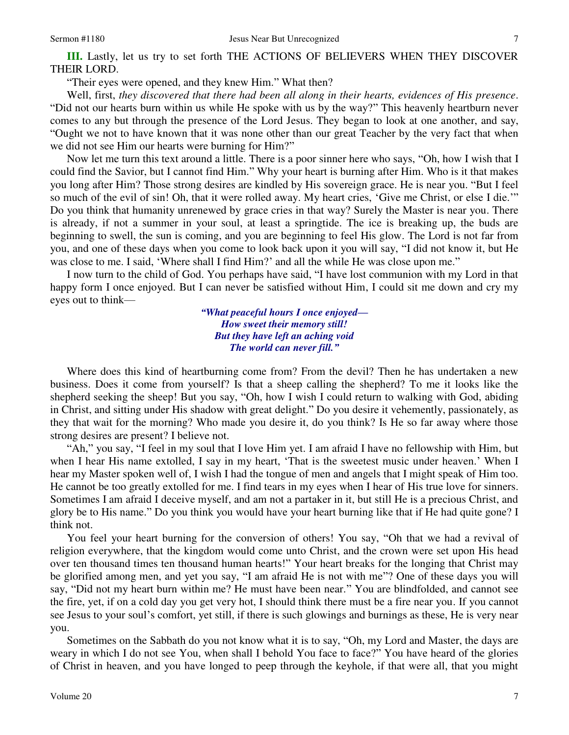**III.** Lastly, let us try to set forth THE ACTIONS OF BELIEVERS WHEN THEY DISCOVER THEIR LORD.

"Their eyes were opened, and they knew Him." What then?

Well, first, *they discovered that there had been all along in their hearts, evidences of His presence*. "Did not our hearts burn within us while He spoke with us by the way?" This heavenly heartburn never comes to any but through the presence of the Lord Jesus. They began to look at one another, and say, "Ought we not to have known that it was none other than our great Teacher by the very fact that when we did not see Him our hearts were burning for Him?"

Now let me turn this text around a little. There is a poor sinner here who says, "Oh, how I wish that I could find the Savior, but I cannot find Him." Why your heart is burning after Him. Who is it that makes you long after Him? Those strong desires are kindled by His sovereign grace. He is near you. "But I feel so much of the evil of sin! Oh, that it were rolled away. My heart cries, 'Give me Christ, or else I die.'" Do you think that humanity unrenewed by grace cries in that way? Surely the Master is near you. There is already, if not a summer in your soul, at least a springtide. The ice is breaking up, the buds are beginning to swell, the sun is coming, and you are beginning to feel His glow. The Lord is not far from you, and one of these days when you come to look back upon it you will say, "I did not know it, but He was close to me. I said, 'Where shall I find Him?' and all the while He was close upon me."

I now turn to the child of God. You perhaps have said, "I have lost communion with my Lord in that happy form I once enjoyed. But I can never be satisfied without Him, I could sit me down and cry my eyes out to think—

> ***"What peaceful hours I once enjoyed—***
> ***How sweet their memory still!***
> ***But they have left an aching void***
> ***The world can never fill."***

Where does this kind of heartburning come from? From the devil? Then he has undertaken a new business. Does it come from yourself? Is that a sheep calling the shepherd? To me it looks like the shepherd seeking the sheep! But you say, "Oh, how I wish I could return to walking with God, abiding in Christ, and sitting under His shadow with great delight." Do you desire it vehemently, passionately, as they that wait for the morning? Who made you desire it, do you think? Is He so far away where those strong desires are present? I believe not.

"Ah," you say, "I feel in my soul that I love Him yet. I am afraid I have no fellowship with Him, but when I hear His name extolled, I say in my heart, 'That is the sweetest music under heaven.' When I hear my Master spoken well of, I wish I had the tongue of men and angels that I might speak of Him too. He cannot be too greatly extolled for me. I find tears in my eyes when I hear of His true love for sinners. Sometimes I am afraid I deceive myself, and am not a partaker in it, but still He is a precious Christ, and glory be to His name." Do you think you would have your heart burning like that if He had quite gone? I think not.

You feel your heart burning for the conversion of others! You say, "Oh that we had a revival of religion everywhere, that the kingdom would come unto Christ, and the crown were set upon His head over ten thousand times ten thousand human hearts!" Your heart breaks for the longing that Christ may be glorified among men, and yet you say, "I am afraid He is not with me"? One of these days you will say, "Did not my heart burn within me? He must have been near." You are blindfolded, and cannot see the fire, yet, if on a cold day you get very hot, I should think there must be a fire near you. If you cannot see Jesus to your soul's comfort, yet still, if there is such glowings and burnings as these, He is very near you.

Sometimes on the Sabbath do you not know what it is to say, "Oh, my Lord and Master, the days are weary in which I do not see You, when shall I behold You face to face?" You have heard of the glories of Christ in heaven, and you have longed to peep through the keyhole, if that were all, that you might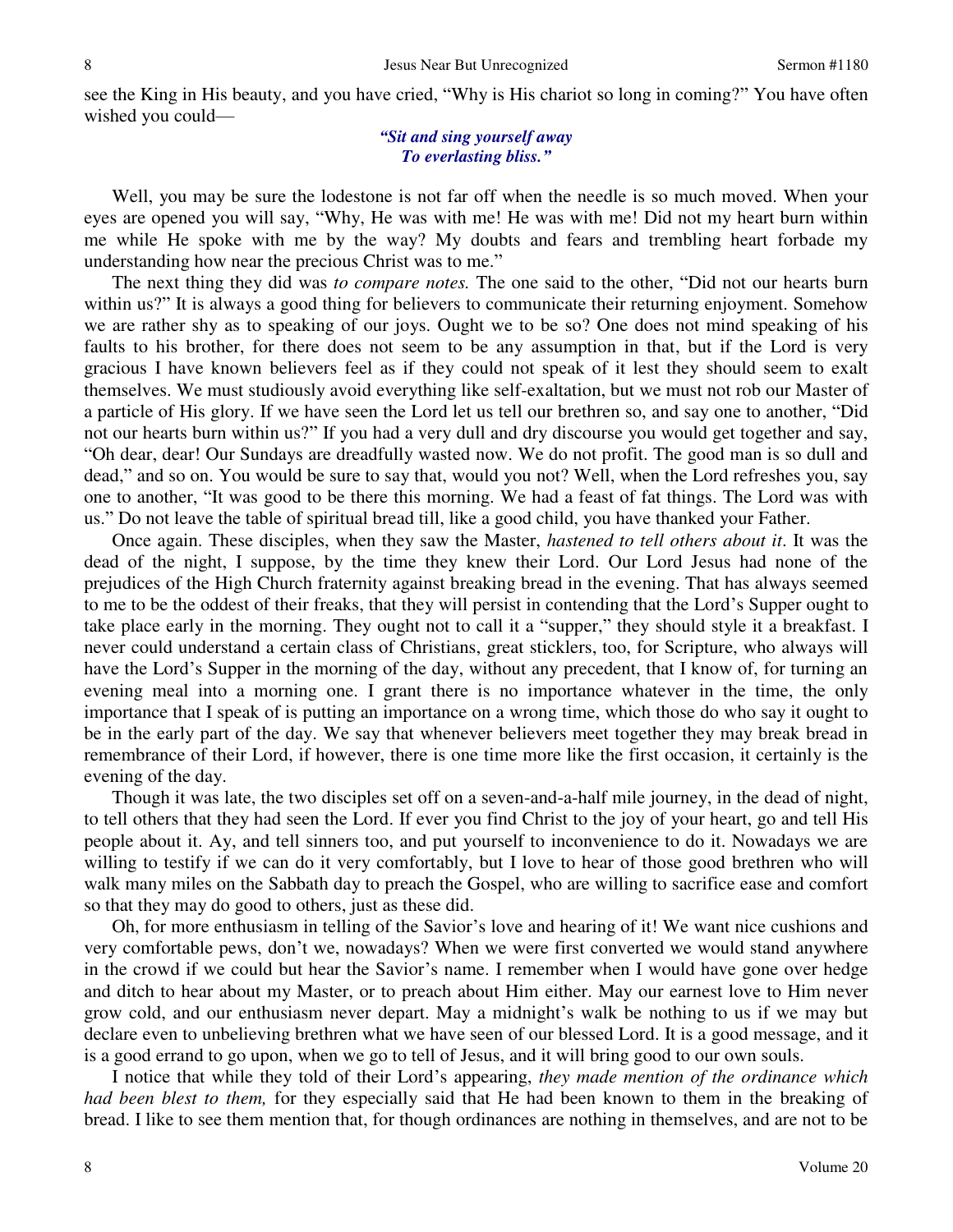see the King in His beauty, and you have cried, "Why is His chariot so long in coming?" You have often wished you could—

*"Sit and sing yourself away*
*To everlasting bliss."*

Well, you may be sure the lodestone is not far off when the needle is so much moved. When your eyes are opened you will say, "Why, He was with me! He was with me! Did not my heart burn within me while He spoke with me by the way? My doubts and fears and trembling heart forbade my understanding how near the precious Christ was to me."

The next thing they did was *to compare notes.* The one said to the other, "Did not our hearts burn within us?" It is always a good thing for believers to communicate their returning enjoyment. Somehow we are rather shy as to speaking of our joys. Ought we to be so? One does not mind speaking of his faults to his brother, for there does not seem to be any assumption in that, but if the Lord is very gracious I have known believers feel as if they could not speak of it lest they should seem to exalt themselves. We must studiously avoid everything like self-exaltation, but we must not rob our Master of a particle of His glory. If we have seen the Lord let us tell our brethren so, and say one to another, "Did not our hearts burn within us?" If you had a very dull and dry discourse you would get together and say, "Oh dear, dear! Our Sundays are dreadfully wasted now. We do not profit. The good man is so dull and dead," and so on. You would be sure to say that, would you not? Well, when the Lord refreshes you, say one to another, "It was good to be there this morning. We had a feast of fat things. The Lord was with us." Do not leave the table of spiritual bread till, like a good child, you have thanked your Father.

Once again. These disciples, when they saw the Master, *hastened to tell others about it*. It was the dead of the night, I suppose, by the time they knew their Lord. Our Lord Jesus had none of the prejudices of the High Church fraternity against breaking bread in the evening. That has always seemed to me to be the oddest of their freaks, that they will persist in contending that the Lord's Supper ought to take place early in the morning. They ought not to call it a "supper," they should style it a breakfast. I never could understand a certain class of Christians, great sticklers, too, for Scripture, who always will have the Lord's Supper in the morning of the day, without any precedent, that I know of, for turning an evening meal into a morning one. I grant there is no importance whatever in the time, the only importance that I speak of is putting an importance on a wrong time, which those do who say it ought to be in the early part of the day. We say that whenever believers meet together they may break bread in remembrance of their Lord, if however, there is one time more like the first occasion, it certainly is the evening of the day.

Though it was late, the two disciples set off on a seven-and-a-half mile journey, in the dead of night, to tell others that they had seen the Lord. If ever you find Christ to the joy of your heart, go and tell His people about it. Ay, and tell sinners too, and put yourself to inconvenience to do it. Nowadays we are willing to testify if we can do it very comfortably, but I love to hear of those good brethren who will walk many miles on the Sabbath day to preach the Gospel, who are willing to sacrifice ease and comfort so that they may do good to others, just as these did.

Oh, for more enthusiasm in telling of the Savior's love and hearing of it! We want nice cushions and very comfortable pews, don't we, nowadays? When we were first converted we would stand anywhere in the crowd if we could but hear the Savior's name. I remember when I would have gone over hedge and ditch to hear about my Master, or to preach about Him either. May our earnest love to Him never grow cold, and our enthusiasm never depart. May a midnight's walk be nothing to us if we may but declare even to unbelieving brethren what we have seen of our blessed Lord. It is a good message, and it is a good errand to go upon, when we go to tell of Jesus, and it will bring good to our own souls.

I notice that while they told of their Lord's appearing, *they made mention of the ordinance which had been blest to them,* for they especially said that He had been known to them in the breaking of bread. I like to see them mention that, for though ordinances are nothing in themselves, and are not to be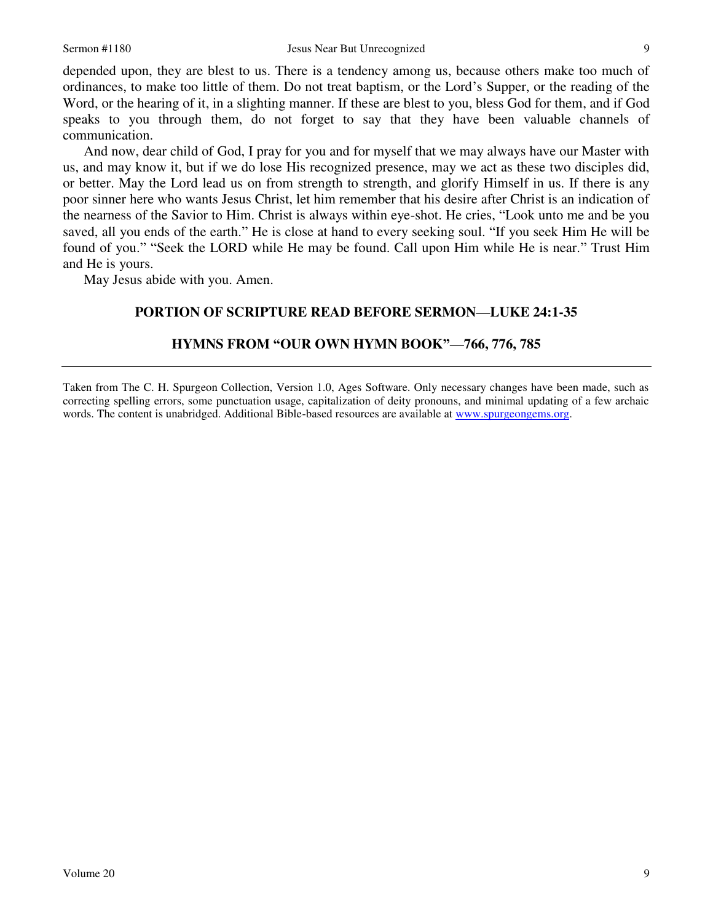depended upon, they are blest to us. There is a tendency among us, because others make too much of ordinances, to make too little of them. Do not treat baptism, or the Lord's Supper, or the reading of the Word, or the hearing of it, in a slighting manner. If these are blest to you, bless God for them, and if God speaks to you through them, do not forget to say that they have been valuable channels of communication.

And now, dear child of God, I pray for you and for myself that we may always have our Master with us, and may know it, but if we do lose His recognized presence, may we act as these two disciples did, or better. May the Lord lead us on from strength to strength, and glorify Himself in us. If there is any poor sinner here who wants Jesus Christ, let him remember that his desire after Christ is an indication of the nearness of the Savior to Him. Christ is always within eye-shot. He cries, "Look unto me and be you saved, all you ends of the earth." He is close at hand to every seeking soul. "If you seek Him He will be found of you." "Seek the LORD while He may be found. Call upon Him while He is near." Trust Him and He is yours.

May Jesus abide with you. Amen.

## PORTION OF SCRIPTURE READ BEFORE SERMON—LUKE 24:1-35

## HYMNS FROM "OUR OWN HYMN BOOK"—766, 776, 785

---

Taken from The C. H. Spurgeon Collection, Version 1.0, Ages Software. Only necessary changes have been made, such as correcting spelling errors, some punctuation usage, capitalization of deity pronouns, and minimal updating of a few archaic words. The content is unabridged. Additional Bible-based resources are available at www.spurgeongems.org.